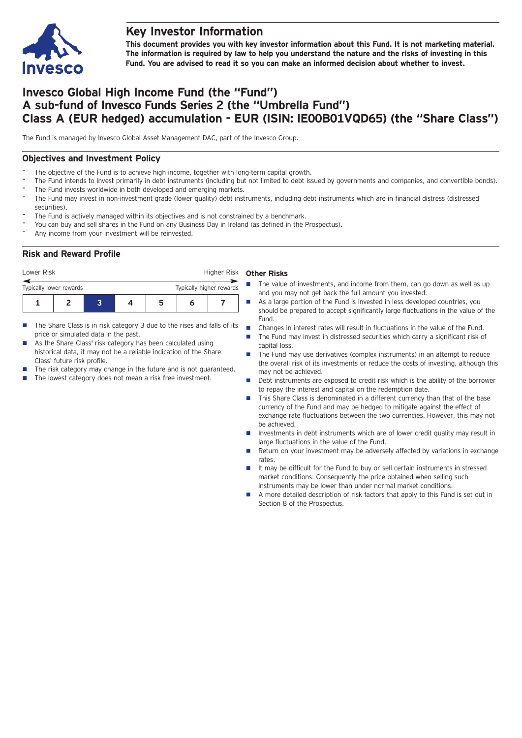# Key Investor Information

**This document provides you with key investor information about this Fund. It is not marketing material. The information is required by law to help you understand the nature and the risks of investing in this Fund. You are advised to read it so you can make an informed decision about whether to invest.**

# Invesco Global High Income Fund (the "Fund")
# A sub-fund of Invesco Funds Series 2 (the "Umbrella Fund")
# Class A (EUR hedged) accumulation - EUR (ISIN: IE00B01VQD65) (the "Share Class")

The Fund is managed by Invesco Global Asset Management DAC, part of the Invesco Group.

## Objectives and Investment Policy

- The objective of the Fund is to achieve high income, together with long-term capital growth.
- The Fund intends to invest primarily in debt instruments (including but not limited to debt issued by governments and companies, and convertible bonds).
- The Fund invests worldwide in both developed and emerging markets.
- The Fund may invest in non-investment grade (lower quality) debt instruments, including debt instruments which are in financial distress (distressed securities).
- The Fund is actively managed within its objectives and is not constrained by a benchmark.
- You can buy and sell shares in the Fund on any Business Day in Ireland (as defined in the Prospectus).
- Any income from your investment will be reinvested.

## Risk and Reward Profile

| Lower Risk | | | | | | Higher Risk |
|---|---|---|---|---|---|---|
| Typically lower rewards | | | | | | Typically higher rewards |
| 1 | 2 | **3** | 4 | 5 | 6 | 7 |

- The Share Class is in risk category 3 due to the rises and falls of its price or simulated data in the past.
- As the Share Class' risk category has been calculated using historical data, it may not be a reliable indication of the Share Class' future risk profile.
- The risk category may change in the future and is not guaranteed.
- The lowest category does not mean a risk free investment.

### Other Risks

- The value of investments, and income from them, can go down as well as up and you may not get back the full amount you invested.
- As a large portion of the Fund is invested in less developed countries, you should be prepared to accept significantly large fluctuations in the value of the Fund.
- Changes in interest rates will result in fluctuations in the value of the Fund.
- The Fund may invest in distressed securities which carry a significant risk of capital loss.
- The Fund may use derivatives (complex instruments) in an attempt to reduce the overall risk of its investments or reduce the costs of investing, although this may not be achieved.
- Debt instruments are exposed to credit risk which is the ability of the borrower to repay the interest and capital on the redemption date.
- This Share Class is denominated in a different currency than that of the base currency of the Fund and may be hedged to mitigate against the effect of exchange rate fluctuations between the two currencies. However, this may not be achieved.
- Investments in debt instruments which are of lower credit quality may result in large fluctuations in the value of the Fund.
- Return on your investment may be adversely affected by variations in exchange rates.
- It may be difficult for the Fund to buy or sell certain instruments in stressed market conditions. Consequently the price obtained when selling such instruments may be lower than under normal market conditions.
- A more detailed description of risk factors that apply to this Fund is set out in Section 8 of the Prospectus.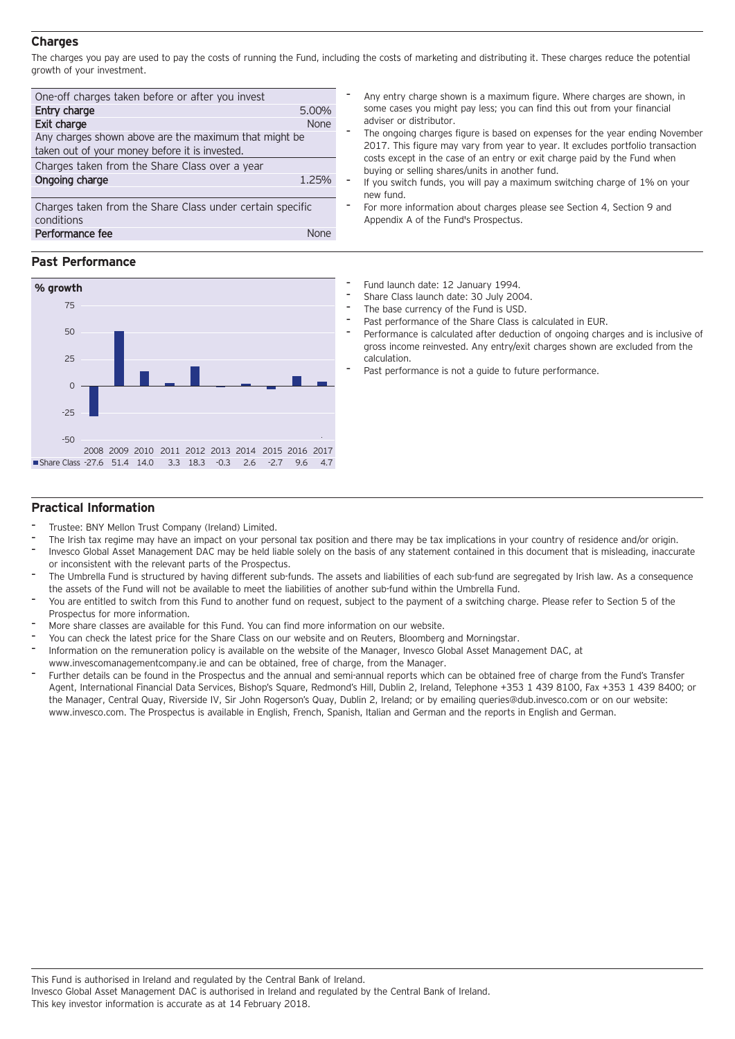## Charges

The charges you pay are used to pay the costs of running the Fund, including the costs of marketing and distributing it. These charges reduce the potential growth of your investment.

| | |
|---|---|
| One-off charges taken before or after you invest | |
| **Entry charge** | 5.00% |
| **Exit charge** | None |
| Any charges shown above are the maximum that might be taken out of your money before it is invested. | |
| Charges taken from the Share Class over a year | |
| **Ongoing charge** | 1.25% |
| Charges taken from the Share Class under certain specific conditions | |
| **Performance fee** | None |

- Any entry charge shown is a maximum figure. Where charges are shown, in some cases you might pay less; you can find this out from your financial adviser or distributor.
- The ongoing charges figure is based on expenses for the year ending November 2017. This figure may vary from year to year. It excludes portfolio transaction costs except in the case of an entry or exit charge paid by the Fund when buying or selling shares/units in another fund.
- If you switch funds, you will pay a maximum switching charge of 1% on your new fund.
- For more information about charges please see Section 4, Section 9 and Appendix A of the Fund's Prospectus.

## Past Performance

% growth

75
50
25
0
-25
-50

2008 2009 2010 2011 2012 2013 2014 2015 2016 2017

Share Class -27.6 51.4 14.0 3.3 18.3 -0.3 2.6 -2.7 9.6 4.7

- Fund launch date: 12 January 1994.
- Share Class launch date: 30 July 2004.
- The base currency of the Fund is USD.
- Past performance of the Share Class is calculated in EUR.
- Performance is calculated after deduction of ongoing charges and is inclusive of gross income reinvested. Any entry/exit charges shown are excluded from the calculation.
- Past performance is not a guide to future performance.

## Practical Information

- Trustee: BNY Mellon Trust Company (Ireland) Limited.
- The Irish tax regime may have an impact on your personal tax position and there may be tax implications in your country of residence and/or origin.
- Invesco Global Asset Management DAC may be held liable solely on the basis of any statement contained in this document that is misleading, inaccurate or inconsistent with the relevant parts of the Prospectus.
- The Umbrella Fund is structured by having different sub-funds. The assets and liabilities of each sub-fund are segregated by Irish law. As a consequence the assets of the Fund will not be available to meet the liabilities of another sub-fund within the Umbrella Fund.
- You are entitled to switch from this Fund to another fund on request, subject to the payment of a switching charge. Please refer to Section 5 of the Prospectus for more information.
- More share classes are available for this Fund. You can find more information on our website.
- You can check the latest price for the Share Class on our website and on Reuters, Bloomberg and Morningstar.
- Information on the remuneration policy is available on the website of the Manager, Invesco Global Asset Management DAC, at www.invescomanagementcompany.ie and can be obtained, free of charge, from the Manager.
- Further details can be found in the Prospectus and the annual and semi-annual reports which can be obtained free of charge from the Fund's Transfer Agent, International Financial Data Services, Bishop's Square, Redmond's Hill, Dublin 2, Ireland, Telephone +353 1 439 8100, Fax +353 1 439 8400; or the Manager, Central Quay, Riverside IV, Sir John Rogerson's Quay, Dublin 2, Ireland; or by emailing queries@dub.invesco.com or on our website: www.invesco.com. The Prospectus is available in English, French, Spanish, Italian and German and the reports in English and German.

This Fund is authorised in Ireland and regulated by the Central Bank of Ireland.
Invesco Global Asset Management DAC is authorised in Ireland and regulated by the Central Bank of Ireland.
This key investor information is accurate as at 14 February 2018.